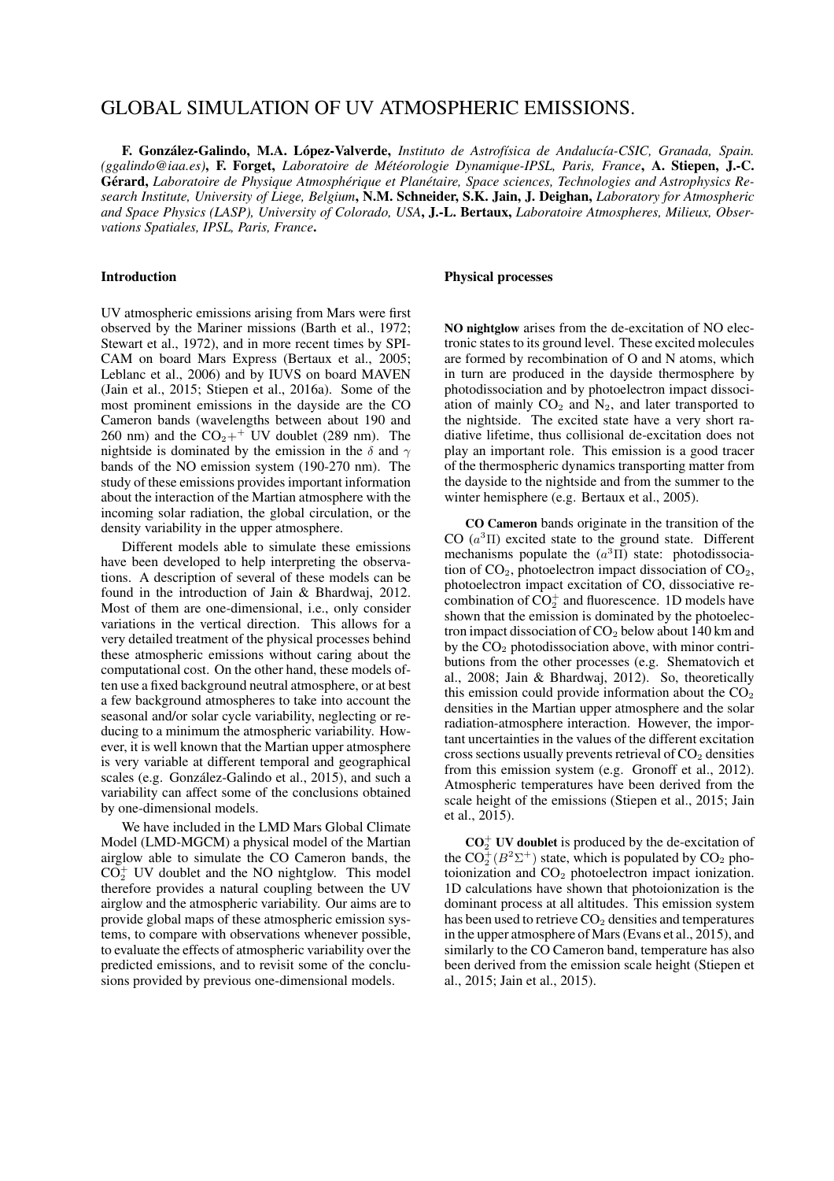# GLOBAL SIMULATION OF UV ATMOSPHERIC EMISSIONS.

**F. González-Galindo, M.A. López-Valverde,** *Instituto de Astrofísica de Andalucía-CSIC, Granada, Spain. (ggalindo@iaa.es)*, **F. Forget,** *Laboratoire de Météorologie Dynamique-IPSL, Paris, France*, **A. Stiepen, J.-C. Gérard,** *Laboratoire de Physique Atmosphérique et Planétaire, Space sciences, Technologies and Astrophysics Research Institute, University of Liege, Belgium*, **N.M. Schneider, S.K. Jain, J. Deighan,** *Laboratory for Atmospheric and Space Physics (LASP), University of Colorado, USA*, **J.-L. Bertaux,** *Laboratoire Atmospheres, Milieux, Observations Spatiales, IPSL, Paris, France*.

## Introduction

UV atmospheric emissions arising from Mars were first observed by the Mariner missions (Barth et al., 1972; Stewart et al., 1972), and in more recent times by SPICAM on board Mars Express (Bertaux et al., 2005; Leblanc et al., 2006) and by IUVS on board MAVEN (Jain et al., 2015; Stiepen et al., 2016a). Some of the most prominent emissions in the dayside are the CO Cameron bands (wavelengths between about 190 and 260 nm) and the $CO_2+^+$ UV doublet (289 nm). The nightside is dominated by the emission in the $\delta$ and $\gamma$ bands of the NO emission system (190-270 nm). The study of these emissions provides important information about the interaction of the Martian atmosphere with the incoming solar radiation, the global circulation, or the density variability in the upper atmosphere.

Different models able to simulate these emissions have been developed to help interpreting the observations. A description of several of these models can be found in the introduction of Jain & Bhardwaj, 2012. Most of them are one-dimensional, i.e., only consider variations in the vertical direction. This allows for a very detailed treatment of the physical processes behind these atmospheric emissions without caring about the computational cost. On the other hand, these models often use a fixed background neutral atmosphere, or at best a few background atmospheres to take into account the seasonal and/or solar cycle variability, neglecting or reducing to a minimum the atmospheric variability. However, it is well known that the Martian upper atmosphere is very variable at different temporal and geographical scales (e.g. González-Galindo et al., 2015), and such a variability can affect some of the conclusions obtained by one-dimensional models.

We have included in the LMD Mars Global Climate Model (LMD-MGCM) a physical model of the Martian airglow able to simulate the CO Cameron bands, the $CO_2^+$ UV doublet and the NO nightglow. This model therefore provides a natural coupling between the UV airglow and the atmospheric variability. Our aims are to provide global maps of these atmospheric emission systems, to compare with observations whenever possible, to evaluate the effects of atmospheric variability over the predicted emissions, and to revisit some of the conclusions provided by previous one-dimensional models.

## Physical processes

**NO nightglow** arises from the de-excitation of NO electronic states to its ground level. These excited molecules are formed by recombination of O and N atoms, which in turn are produced in the dayside thermosphere by photodissociation and by photoelectron impact dissociation of mainly $CO_2$ and $N_2$, and later transported to the nightside. The excited state have a very short radiative lifetime, thus collisional de-excitation does not play an important role. This emission is a good tracer of the thermospheric dynamics transporting matter from the dayside to the nightside and from the summer to the winter hemisphere (e.g. Bertaux et al., 2005).

**CO Cameron** bands originate in the transition of the CO ($a^3\Pi$) excited state to the ground state. Different mechanisms populate the ($a^3\Pi$) state: photodissociation of $CO_2$, photoelectron impact dissociation of $CO_2$, photoelectron impact excitation of CO, dissociative recombination of $CO_2^+$ and fluorescence. 1D models have shown that the emission is dominated by the photoelectron impact dissociation of $CO_2$ below about 140 km and by the $CO_2$ photodissociation above, with minor contributions from the other processes (e.g. Shematovich et al., 2008; Jain & Bhardwaj, 2012). So, theoretically this emission could provide information about the $CO_2$ densities in the Martian upper atmosphere and the solar radiation-atmosphere interaction. However, the important uncertainties in the values of the different excitation cross sections usually prevents retrieval of $CO_2$ densities from this emission system (e.g. Gronoff et al., 2012). Atmospheric temperatures have been derived from the scale height of the emissions (Stiepen et al., 2015; Jain et al., 2015).

**$CO_2^+$ UV doublet** is produced by the de-excitation of the $CO_2^+(B^2\Sigma^+)$ state, which is populated by $CO_2$ photoionization and $CO_2$ photoelectron impact ionization. 1D calculations have shown that photoionization is the dominant process at all altitudes. This emission system has been used to retrieve $CO_2$ densities and temperatures in the upper atmosphere of Mars (Evans et al., 2015), and similarly to the CO Cameron band, temperature has also been derived from the emission scale height (Stiepen et al., 2015; Jain et al., 2015).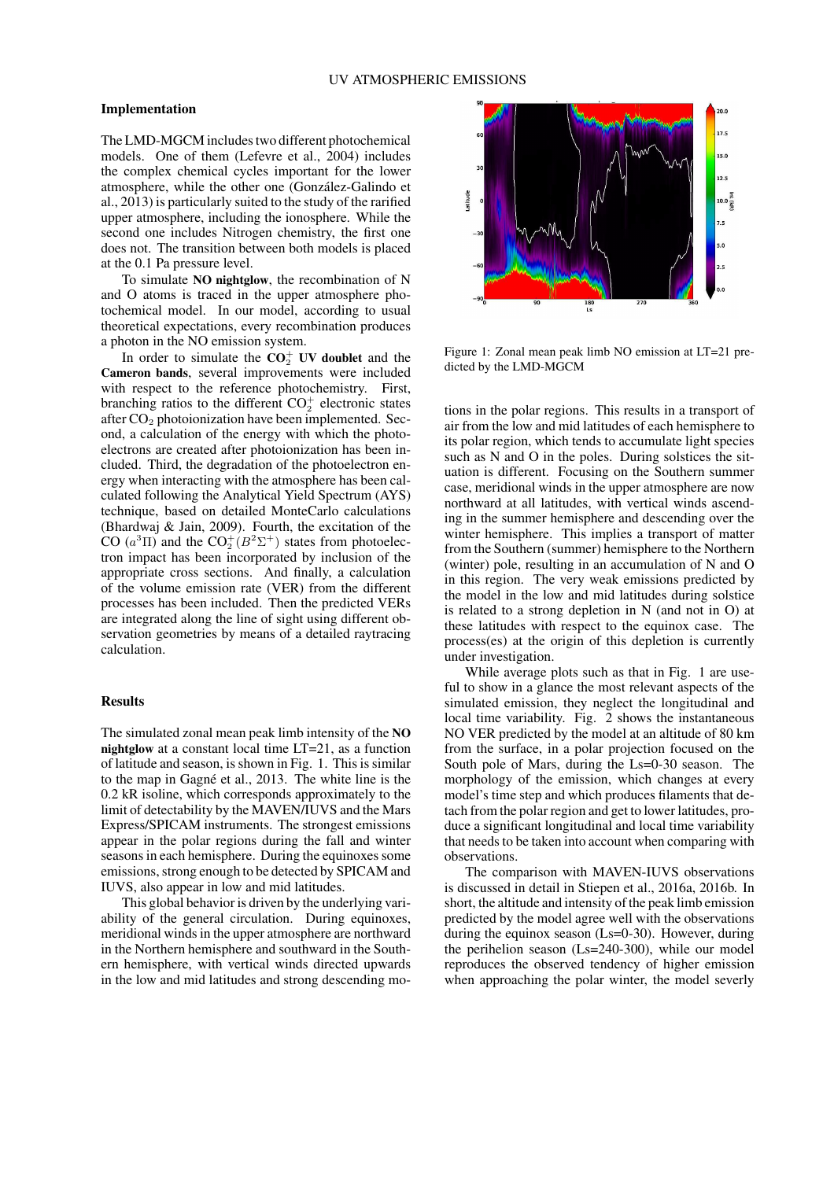## Implementation

The LMD-MGCM includes two different photochemical models. One of them (Lefevre et al., 2004) includes the complex chemical cycles important for the lower atmosphere, while the other one (González-Galindo et al., 2013) is particularly suited to the study of the rarified upper atmosphere, including the ionosphere. While the second one includes Nitrogen chemistry, the first one does not. The transition between both models is placed at the 0.1 Pa pressure level.

To simulate **NO nightglow**, the recombination of N and O atoms is traced in the upper atmosphere photochemical model. In our model, according to usual theoretical expectations, every recombination produces a photon in the NO emission system.

In order to simulate the **$CO_2^+$ UV doublet** and the **Cameron bands**, several improvements were included with respect to the reference photochemistry. First, branching ratios to the different $CO_2^+$ electronic states after $CO_2$ photoionization have been implemented. Second, a calculation of the energy with which the photoelectrons are created after photoionization has been included. Third, the degradation of the photoelectron energy when interacting with the atmosphere has been calculated following the Analytical Yield Spectrum (AYS) technique, based on detailed MonteCarlo calculations (Bhardwaj & Jain, 2009). Fourth, the excitation of the CO ($a^3\Pi$) and the $CO_2^+(B^2\Sigma^+)$ states from photoelectron impact has been incorporated by inclusion of the appropriate cross sections. And finally, a calculation of the volume emission rate (VER) from the different processes has been included. Then the predicted VERs are integrated along the line of sight using different observation geometries by means of a detailed raytracing calculation.

## Results

The simulated zonal mean peak limb intensity of the **NO nightglow** at a constant local time LT=21, as a function of latitude and season, is shown in Fig. 1. This is similar to the map in Gagné et al., 2013. The white line is the 0.2 kR isoline, which corresponds approximately to the limit of detectability by the MAVEN/IUVS and the Mars Express/SPICAM instruments. The strongest emissions appear in the polar regions during the fall and winter seasons in each hemisphere. During the equinoxes some emissions, strong enough to be detected by SPICAM and IUVS, also appear in low and mid latitudes.

This global behavior is driven by the underlying variability of the general circulation. During equinoxes, meridional winds in the upper atmosphere are northward in the Northern hemisphere and southward in the Southern hemisphere, with vertical winds directed upwards in the low and mid latitudes and strong descending motions in the polar regions. This results in a transport of air from the low and mid latitudes of each hemisphere to its polar region, which tends to accumulate light species such as N and O in the poles. During solstices the situation is different. Focusing on the Southern summer case, meridional winds in the upper atmosphere are now northward at all latitudes, with vertical winds ascending in the summer hemisphere and descending over the winter hemisphere. This implies a transport of matter from the Southern (summer) hemisphere to the Northern (winter) pole, resulting in an accumulation of N and O in this region. The very weak emissions predicted by the model in the low and mid latitudes during solstice is related to a strong depletion in N (and not in O) at these latitudes with respect to the equinox case. The process(es) at the origin of this depletion is currently under investigation.

Figure 1: Zonal mean peak limb NO emission at LT=21 predicted by the LMD-MGCM

While average plots such as that in Fig. 1 are useful to show in a glance the most relevant aspects of the simulated emission, they neglect the longitudinal and local time variability. Fig. 2 shows the instantaneous NO VER predicted by the model at an altitude of 80 km from the surface, in a polar projection focused on the South pole of Mars, during the Ls=0-30 season. The morphology of the emission, which changes at every model's time step and which produces filaments that detach from the polar region and get to lower latitudes, produce a significant longitudinal and local time variability that needs to be taken into account when comparing with observations.

The comparison with MAVEN-IUVS observations is discussed in detail in Stiepen et al., 2016a, 2016b. In short, the altitude and intensity of the peak limb emission predicted by the model agree well with the observations during the equinox season (Ls=0-30). However, during the perihelion season (Ls=240-300), while our model reproduces the observed tendency of higher emission when approaching the polar winter, the model severly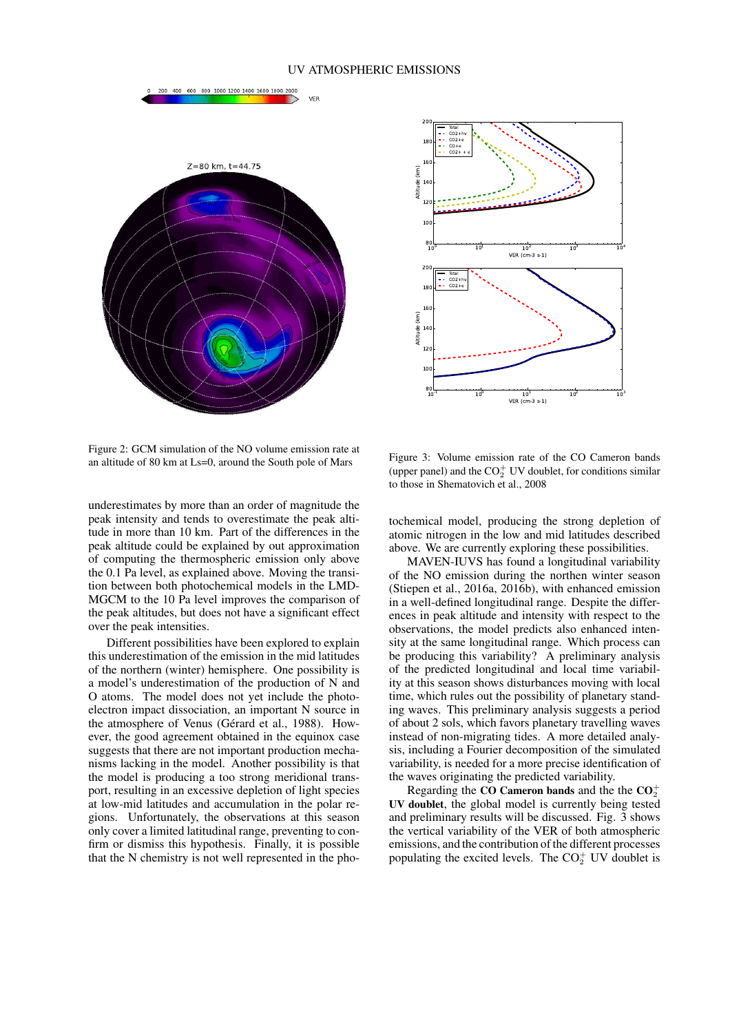Figure 2: GCM simulation of the NO volume emission rate at an altitude of 80 km at Ls=0, around the South pole of Mars

Figure 3: Volume emission rate of the CO Cameron bands (upper panel) and the $CO_2^+$ UV doublet, for conditions similar to those in Shematovich et al., 2008

underestimates by more than an order of magnitude the peak intensity and tends to overestimate the peak altitude in more than 10 km. Part of the differences in the peak altitude could be explained by out approximation of computing the thermospheric emission only above the 0.1 Pa level, as explained above. Moving the transition between both photochemical models in the LMD-MGCM to the 10 Pa level improves the comparison of the peak altitudes, but does not have a significant effect over the peak intensities.

Different possibilities have been explored to explain this underestimation of the emission in the mid latitudes of the northern (winter) hemisphere. One possibility is a model's underestimation of the production of N and O atoms. The model does not yet include the photoelectron impact dissociation, an important N source in the atmosphere of Venus (Gérard et al., 1988). However, the good agreement obtained in the equinox case suggests that there are not important production mechanisms lacking in the model. Another possibility is that the model is producing a too strong meridional transport, resulting in an excessive depletion of light species at low-mid latitudes and accumulation in the polar regions. Unfortunately, the observations at this season only cover a limited latitudinal range, preventing to confirm or dismiss this hypothesis. Finally, it is possible that the N chemistry is not well represented in the photochemical model, producing the strong depletion of atomic nitrogen in the low and mid latitudes described above. We are currently exploring these possibilities.

MAVEN-IUVS has found a longitudinal variability of the NO emission during the northen winter season (Stiepen et al., 2016a, 2016b), with enhanced emission in a well-defined longitudinal range. Despite the differences in peak altitude and intensity with respect to the observations, the model predicts also enhanced intensity at the same longitudinal range. Which process can be producing this variability? A preliminary analysis of the predicted longitudinal and local time variability at this season shows disturbances moving with local time, which rules out the possibility of planetary standing waves. This preliminary analysis suggests a period of about 2 sols, which favors planetary travelling waves instead of non-migrating tides. A more detailed analysis, including a Fourier decomposition of the simulated variability, is needed for a more precise identification of the waves originating the predicted variability.

Regarding the **CO Cameron bands** and the the **$CO_2^+$ UV doublet**, the global model is currently being tested and preliminary results will be discussed. Fig. 3 shows the vertical variability of the VER of both atmospheric emissions, and the contribution of the different processes populating the excited levels. The $CO_2^+$ UV doublet is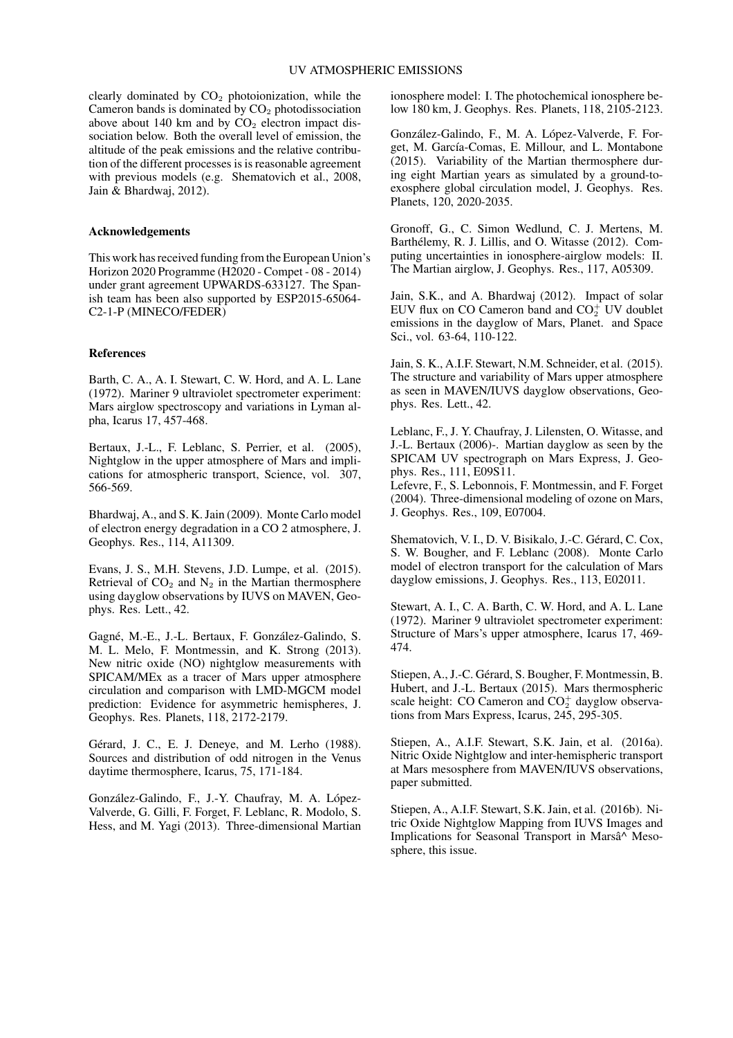clearly dominated by $CO_2$ photoionization, while the Cameron bands is dominated by $CO_2$ photodissociation above about 140 km and by $CO_2$ electron impact dissociation below. Both the overall level of emission, the altitude of the peak emissions and the relative contribution of the different processes is is reasonable agreement with previous models (e.g. Shematovich et al., 2008, Jain & Bhardwaj, 2012).

### Acknowledgements

This work has received funding from the European Union's Horizon 2020 Programme (H2020 - Compet - 08 - 2014) under grant agreement UPWARDS-633127. The Spanish team has been also supported by ESP2015-65064-C2-1-P (MINECO/FEDER)

### References

Barth, C. A., A. I. Stewart, C. W. Hord, and A. L. Lane (1972). Mariner 9 ultraviolet spectrometer experiment: Mars airglow spectroscopy and variations in Lyman alpha, Icarus 17, 457-468.

Bertaux, J.-L., F. Leblanc, S. Perrier, et al. (2005), Nightglow in the upper atmosphere of Mars and implications for atmospheric transport, Science, vol. 307, 566-569.

Bhardwaj, A., and S. K. Jain (2009). Monte Carlo model of electron energy degradation in a CO 2 atmosphere, J. Geophys. Res., 114, A11309.

Evans, J. S., M.H. Stevens, J.D. Lumpe, et al. (2015). Retrieval of $CO_2$ and $N_2$ in the Martian thermosphere using dayglow observations by IUVS on MAVEN, Geophys. Res. Lett., 42.

Gagné, M.-E., J.-L. Bertaux, F. González-Galindo, S. M. L. Melo, F. Montmessin, and K. Strong (2013). New nitric oxide (NO) nightglow measurements with SPICAM/MEx as a tracer of Mars upper atmosphere circulation and comparison with LMD-MGCM model prediction: Evidence for asymmetric hemispheres, J. Geophys. Res. Planets, 118, 2172-2179.

Gérard, J. C., E. J. Deneye, and M. Lerho (1988). Sources and distribution of odd nitrogen in the Venus daytime thermosphere, Icarus, 75, 171-184.

González-Galindo, F., J.-Y. Chaufray, M. A. López-Valverde, G. Gilli, F. Forget, F. Leblanc, R. Modolo, S. Hess, and M. Yagi (2013). Three-dimensional Martian ionosphere model: I. The photochemical ionosphere below 180 km, J. Geophys. Res. Planets, 118, 2105-2123.

González-Galindo, F., M. A. López-Valverde, F. Forget, M. García-Comas, E. Millour, and L. Montabone (2015). Variability of the Martian thermosphere during eight Martian years as simulated by a ground-to-exosphere global circulation model, J. Geophys. Res. Planets, 120, 2020-2035.

Gronoff, G., C. Simon Wedlund, C. J. Mertens, M. Barthélemy, R. J. Lillis, and O. Witasse (2012). Computing uncertainties in ionosphere-airglow models: II. The Martian airglow, J. Geophys. Res., 117, A05309.

Jain, S.K., and A. Bhardwaj (2012). Impact of solar EUV flux on CO Cameron band and $CO_2^+$ UV doublet emissions in the dayglow of Mars, Planet. and Space Sci., vol. 63-64, 110-122.

Jain, S. K., A.I.F. Stewart, N.M. Schneider, et al. (2015). The structure and variability of Mars upper atmosphere as seen in MAVEN/IUVS dayglow observations, Geophys. Res. Lett., 42.

Leblanc, F., J. Y. Chaufray, J. Lilensten, O. Witasse, and J.-L. Bertaux (2006)-. Martian dayglow as seen by the SPICAM UV spectrograph on Mars Express, J. Geophys. Res., 111, E09S11.

Lefevre, F., S. Lebonnois, F. Montmessin, and F. Forget (2004). Three-dimensional modeling of ozone on Mars, J. Geophys. Res., 109, E07004.

Shematovich, V. I., D. V. Bisikalo, J.-C. Gérard, C. Cox, S. W. Bougher, and F. Leblanc (2008). Monte Carlo model of electron transport for the calculation of Mars dayglow emissions, J. Geophys. Res., 113, E02011.

Stewart, A. I., C. A. Barth, C. W. Hord, and A. L. Lane (1972). Mariner 9 ultraviolet spectrometer experiment: Structure of Mars's upper atmosphere, Icarus 17, 469-474.

Stiepen, A., J.-C. Gérard, S. Bougher, F. Montmessin, B. Hubert, and J.-L. Bertaux (2015). Mars thermospheric scale height: CO Cameron and $CO_2^+$ dayglow observations from Mars Express, Icarus, 245, 295-305.

Stiepen, A., A.I.F. Stewart, S.K. Jain, et al. (2016a). Nitric Oxide Nightglow and inter-hemispheric transport at Mars mesosphere from MAVEN/IUVS observations, paper submitted.

Stiepen, A., A.I.F. Stewart, S.K. Jain, et al. (2016b). Nitric Oxide Nightglow Mapping from IUVS Images and Implications for Seasonal Transport in Marsâ^ Mesosphere, this issue.